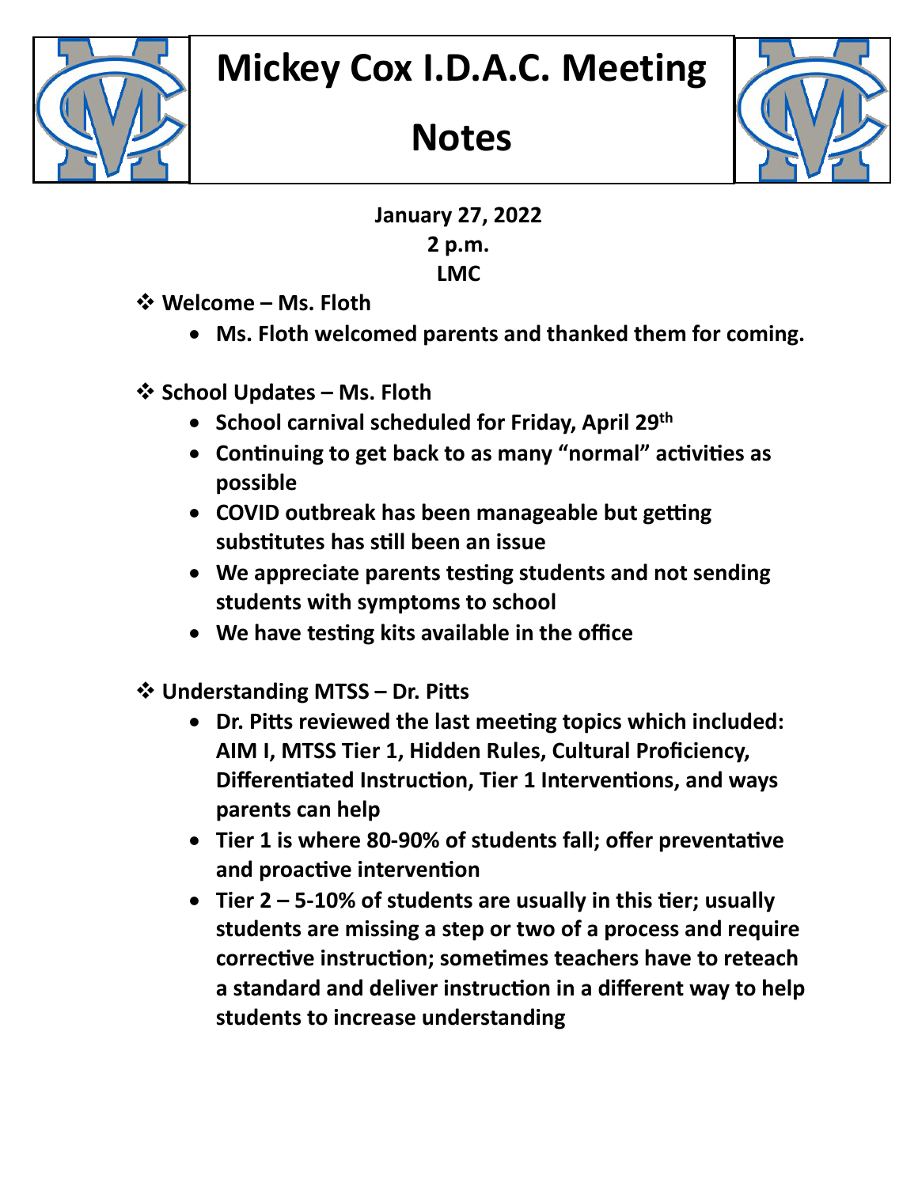# Mickey Cox I.D.A.C. Meeting Notes

**January 27, 2022**
**2 p.m.**
**LMC**

- **Welcome – Ms. Floth**
  - **Ms. Floth welcomed parents and thanked them for coming.**

- **School Updates – Ms. Floth**
  - **School carnival scheduled for Friday, April 29th**
  - **Continuing to get back to as many "normal" activities as possible**
  - **COVID outbreak has been manageable but getting substitutes has still been an issue**
  - **We appreciate parents testing students and not sending students with symptoms to school**
  - **We have testing kits available in the office**

- **Understanding MTSS – Dr. Pitts**
  - **Dr. Pitts reviewed the last meeting topics which included: AIM I, MTSS Tier 1, Hidden Rules, Cultural Proficiency, Differentiated Instruction, Tier 1 Interventions, and ways parents can help**
  - **Tier 1 is where 80-90% of students fall; offer preventative and proactive intervention**
  - **Tier 2 – 5-10% of students are usually in this tier; usually students are missing a step or two of a process and require corrective instruction; sometimes teachers have to reteach a standard and deliver instruction in a different way to help students to increase understanding**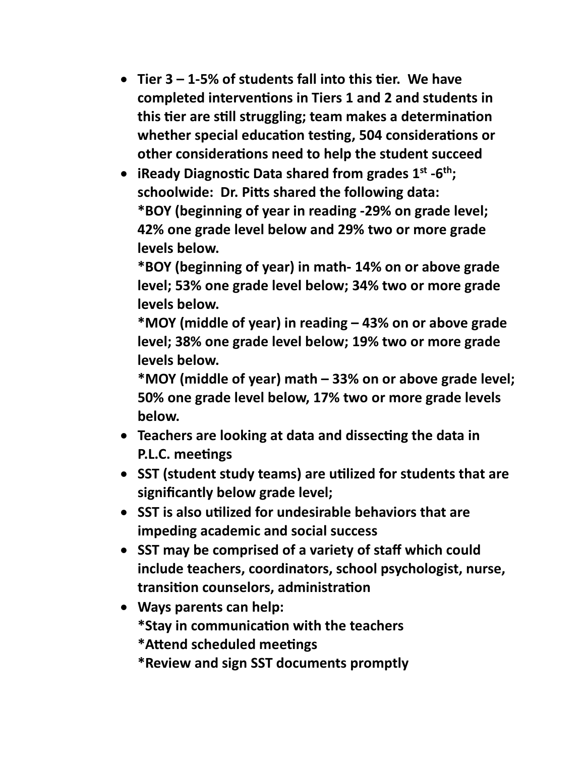- **Tier 3 – 1-5% of students fall into this tier. We have completed interventions in Tiers 1 and 2 and students in this tier are still struggling; team makes a determination whether special education testing, 504 considerations or other considerations need to help the student succeed**
- **iReady Diagnostic Data shared from grades 1st -6th; schoolwide: Dr. Pitts shared the following data:**
  **\*BOY (beginning of year in reading -29% on grade level; 42% one grade level below and 29% two or more grade levels below.**
  **\*BOY (beginning of year) in math- 14% on or above grade level; 53% one grade level below; 34% two or more grade levels below.**
  **\*MOY (middle of year) in reading – 43% on or above grade level; 38% one grade level below; 19% two or more grade levels below.**
  **\*MOY (middle of year) math – 33% on or above grade level; 50% one grade level below, 17% two or more grade levels below.**
- **Teachers are looking at data and dissecting the data in P.L.C. meetings**
- **SST (student study teams) are utilized for students that are significantly below grade level;**
- **SST is also utilized for undesirable behaviors that are impeding academic and social success**
- **SST may be comprised of a variety of staff which could include teachers, coordinators, school psychologist, nurse, transition counselors, administration**
- **Ways parents can help:**
  **\*Stay in communication with the teachers**
  **\*Attend scheduled meetings**
  **\*Review and sign SST documents promptly**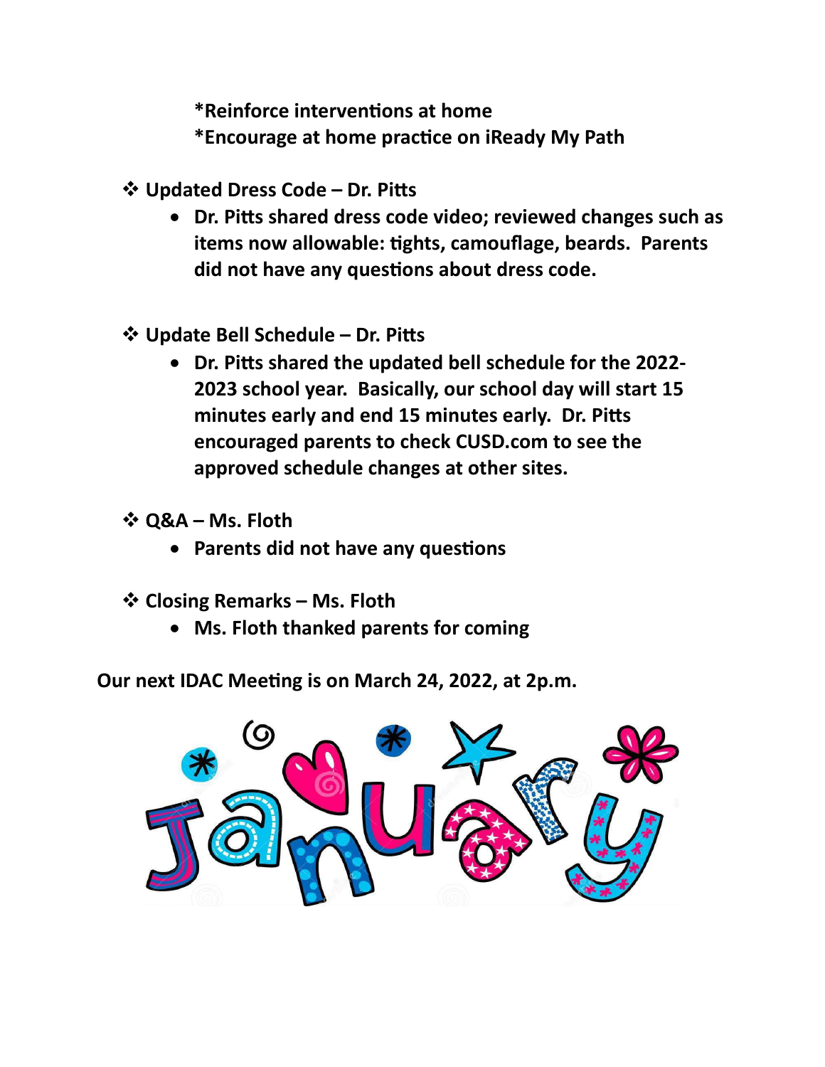*Reinforce interventions at home
*Encourage at home practice on iReady My Path

- **Updated Dress Code – Dr. Pitts**
  - **Dr. Pitts shared dress code video; reviewed changes such as items now allowable: tights, camouflage, beards. Parents did not have any questions about dress code.**

- **Update Bell Schedule – Dr. Pitts**
  - **Dr. Pitts shared the updated bell schedule for the 2022-2023 school year. Basically, our school day will start 15 minutes early and end 15 minutes early. Dr. Pitts encouraged parents to check CUSD.com to see the approved schedule changes at other sites.**

- **Q&A – Ms. Floth**
  - **Parents did not have any questions**

- **Closing Remarks – Ms. Floth**
  - **Ms. Floth thanked parents for coming**

**Our next IDAC Meeting is on March 24, 2022, at 2p.m.**